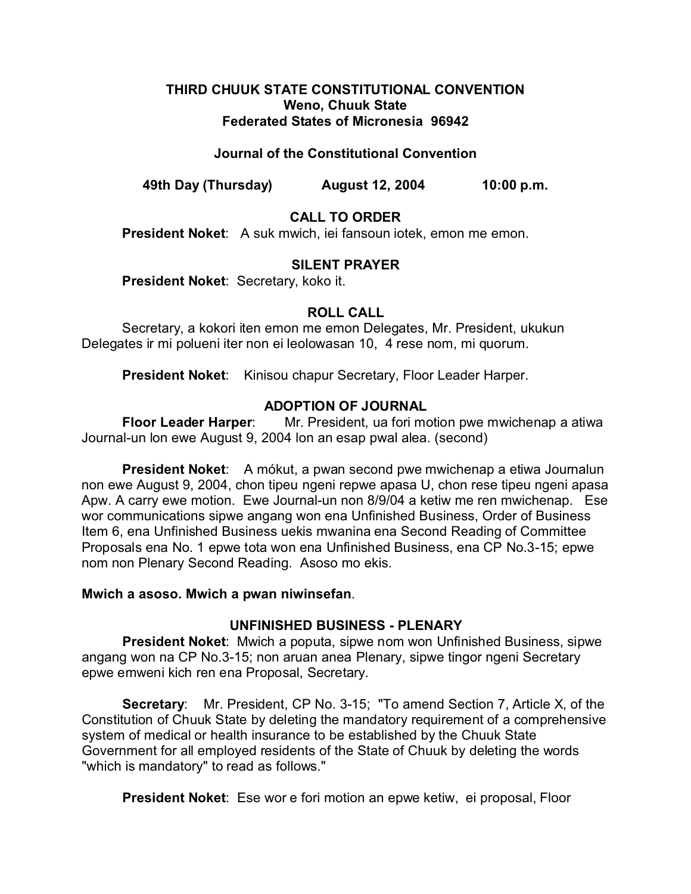**THIRD CHUUK STATE CONSTITUTIONAL CONVENTION**
**Weno, Chuuk State**
**Federated States of Micronesia 96942**

**Journal of the Constitutional Convention**

**49th Day (Thursday) August 12, 2004 10:00 p.m.**

## CALL TO ORDER

**President Noket**: A suk mwich, iei fansoun iotek, emon me emon.

## SILENT PRAYER

**President Noket**: Secretary, koko it.

## ROLL CALL

Secretary, a kokori iten emon me emon Delegates, Mr. President, ukukun Delegates ir mi polueni iter non ei leolowasan 10, 4 rese nom, mi quorum.

**President Noket**: Kinisou chapur Secretary, Floor Leader Harper.

## ADOPTION OF JOURNAL

**Floor Leader Harper**: Mr. President, ua fori motion pwe mwichenap a atiwa Journal-un lon ewe August 9, 2004 lon an esap pwal alea. (second)

**President Noket**: A mókut, a pwan second pwe mwichenap a etiwa Journalun non ewe August 9, 2004, chon tipeu ngeni repwe apasa U, chon rese tipeu ngeni apasa Apw. A carry ewe motion. Ewe Journal-un non 8/9/04 a ketiw me ren mwichenap. Ese wor communications sipwe angang won ena Unfinished Business, Order of Business Item 6, ena Unfinished Business uekis mwanina ena Second Reading of Committee Proposals ena No. 1 epwe tota won ena Unfinished Business, ena CP No.3-15; epwe nom non Plenary Second Reading. Asoso mo ekis.

**Mwich a asoso. Mwich a pwan niwinsefan**.

## UNFINISHED BUSINESS - PLENARY

**President Noket**: Mwich a poputa, sipwe nom won Unfinished Business, sipwe angang won na CP No.3-15; non aruan anea Plenary, sipwe tingor ngeni Secretary epwe emweni kich ren ena Proposal, Secretary.

**Secretary**: Mr. President, CP No. 3-15; "To amend Section 7, Article X, of the Constitution of Chuuk State by deleting the mandatory requirement of a comprehensive system of medical or health insurance to be established by the Chuuk State Government for all employed residents of the State of Chuuk by deleting the words "which is mandatory" to read as follows."

**President Noket**: Ese wor e fori motion an epwe ketiw, ei proposal, Floor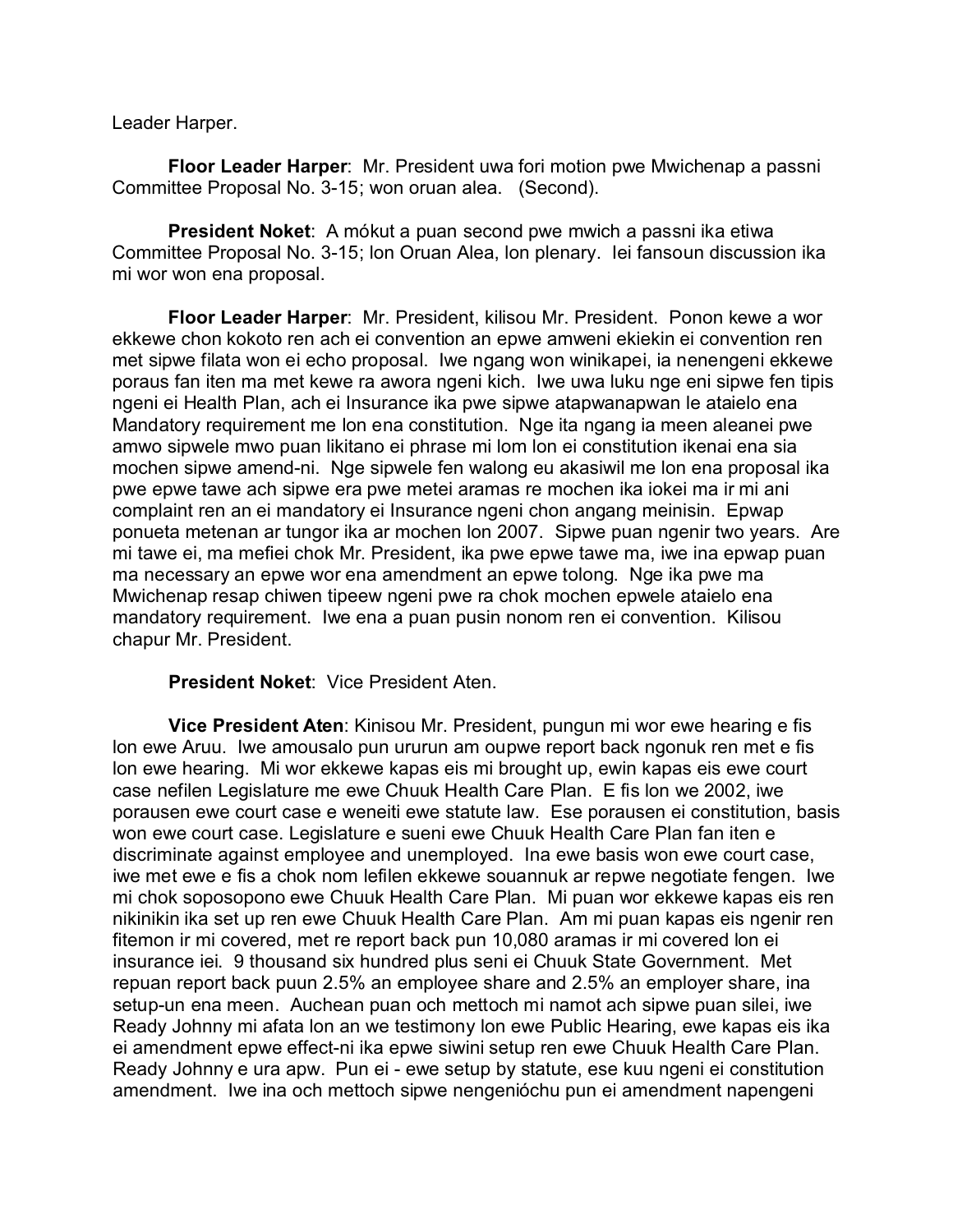Leader Harper.

**Floor Leader Harper**: Mr. President uwa fori motion pwe Mwichenap a passni Committee Proposal No. 3-15; won oruan alea. (Second).

**President Noket**: A mókut a puan second pwe mwich a passni ika etiwa Committee Proposal No. 3-15; lon Oruan Alea, lon plenary. Iei fansoun discussion ika mi wor won ena proposal.

**Floor Leader Harper**: Mr. President, kilisou Mr. President. Ponon kewe a wor ekkewe chon kokoto ren ach ei convention an epwe amweni ekiekin ei convention ren met sipwe filata won ei echo proposal. Iwe ngang won winikapei, ia nenengeni ekkewe poraus fan iten ma met kewe ra awora ngeni kich. Iwe uwa luku nge eni sipwe fen tipis ngeni ei Health Plan, ach ei Insurance ika pwe sipwe atapwanapwan le ataielo ena Mandatory requirement me lon ena constitution. Nge ita ngang ia meen aleanei pwe amwo sipwele mwo puan likitano ei phrase mi lom lon ei constitution ikenai ena sia mochen sipwe amend-ni. Nge sipwele fen walong eu akasiwil me lon ena proposal ika pwe epwe tawe ach sipwe era pwe metei aramas re mochen ika iokei ma ir mi ani complaint ren an ei mandatory ei Insurance ngeni chon angang meinisin. Epwap ponueta metenan ar tungor ika ar mochen lon 2007. Sipwe puan ngenir two years. Are mi tawe ei, ma mefiei chok Mr. President, ika pwe epwe tawe ma, iwe ina epwap puan ma necessary an epwe wor ena amendment an epwe tolong. Nge ika pwe ma Mwichenap resap chiwen tipeew ngeni pwe ra chok mochen epwele ataielo ena mandatory requirement. Iwe ena a puan pusin nonom ren ei convention. Kilisou chapur Mr. President.

**President Noket**: Vice President Aten.

**Vice President Aten**: Kinisou Mr. President, pungun mi wor ewe hearing e fis lon ewe Aruu. Iwe amousalo pun ururun am oupwe report back ngonuk ren met e fis lon ewe hearing. Mi wor ekkewe kapas eis mi brought up, ewin kapas eis ewe court case nefilen Legislature me ewe Chuuk Health Care Plan. E fis lon we 2002, iwe porausen ewe court case e weneiti ewe statute law. Ese porausen ei constitution, basis won ewe court case. Legislature e sueni ewe Chuuk Health Care Plan fan iten e discriminate against employee and unemployed. Ina ewe basis won ewe court case, iwe met ewe e fis a chok nom lefilen ekkewe souannuk ar repwe negotiate fengen. Iwe mi chok soposopono ewe Chuuk Health Care Plan. Mi puan wor ekkewe kapas eis ren nikinikin ika set up ren ewe Chuuk Health Care Plan. Am mi puan kapas eis ngenir ren fitemon ir mi covered, met re report back pun 10,080 aramas ir mi covered lon ei insurance iei. 9 thousand six hundred plus seni ei Chuuk State Government. Met repuan report back puun 2.5% an employee share and 2.5% an employer share, ina setup-un ena meen. Auchean puan och mettoch mi namot ach sipwe puan silei, iwe Ready Johnny mi afata lon an we testimony lon ewe Public Hearing, ewe kapas eis ika ei amendment epwe effect-ni ika epwe siwini setup ren ewe Chuuk Health Care Plan. Ready Johnny e ura apw. Pun ei - ewe setup by statute, ese kuu ngeni ei constitution amendment. Iwe ina och mettoch sipwe nengenióchu pun ei amendment napengeni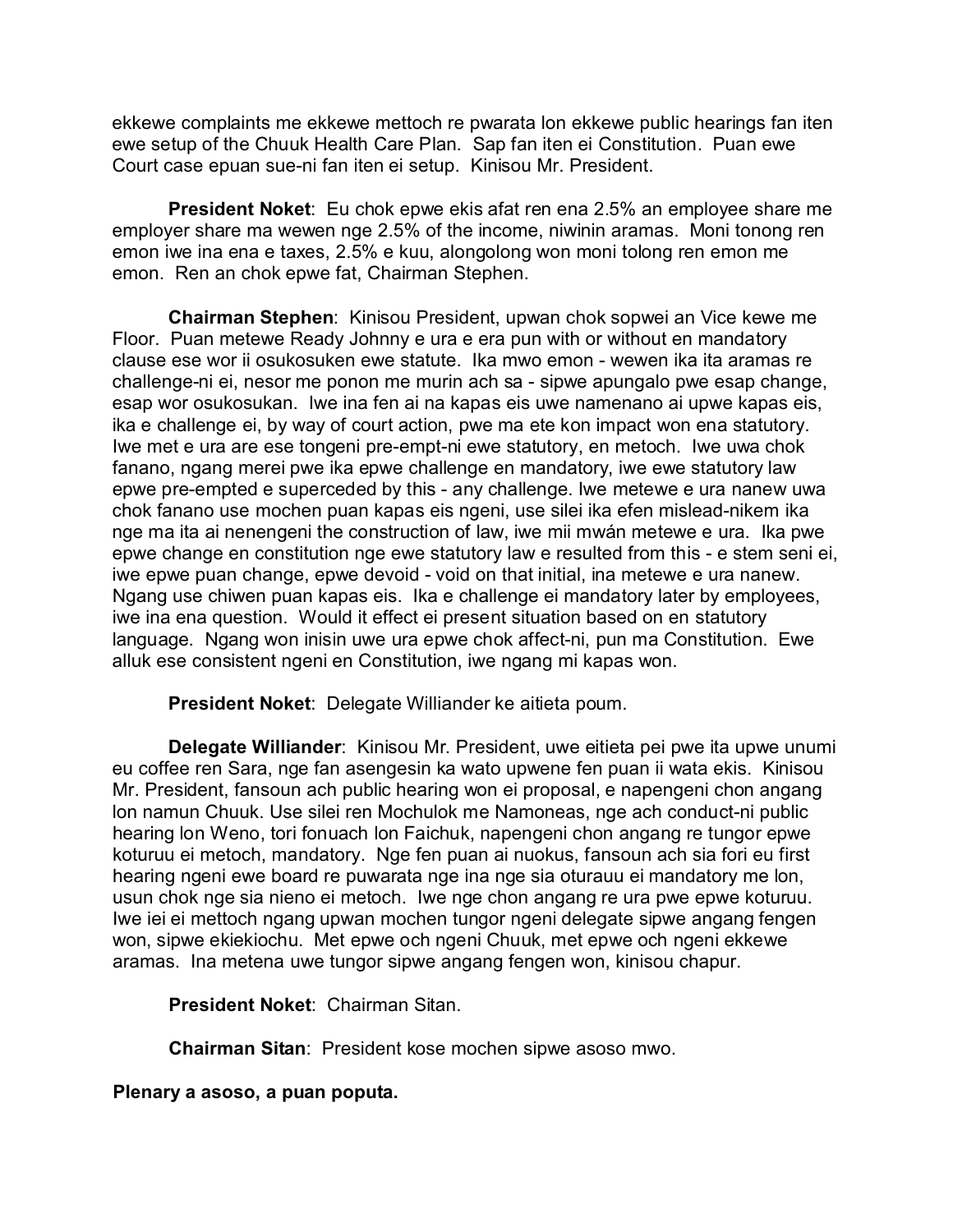ekkewe complaints me ekkewe mettoch re pwarata lon ekkewe public hearings fan iten ewe setup of the Chuuk Health Care Plan. Sap fan iten ei Constitution. Puan ewe Court case epuan sue-ni fan iten ei setup. Kinisou Mr. President.

**President Noket**: Eu chok epwe ekis afat ren ena 2.5% an employee share me employer share ma wewen nge 2.5% of the income, niwinin aramas. Moni tonong ren emon iwe ina ena e taxes, 2.5% e kuu, alongolong won moni tolong ren emon me emon. Ren an chok epwe fat, Chairman Stephen.

**Chairman Stephen**: Kinisou President, upwan chok sopwei an Vice kewe me Floor. Puan metewe Ready Johnny e ura e era pun with or without en mandatory clause ese wor ii osukosuken ewe statute. Ika mwo emon - wewen ika ita aramas re challenge-ni ei, nesor me ponon me murin ach sa - sipwe apungalo pwe esap change, esap wor osukosukan. Iwe ina fen ai na kapas eis uwe namenano ai upwe kapas eis, ika e challenge ei, by way of court action, pwe ma ete kon impact won ena statutory. Iwe met e ura are ese tongeni pre-empt-ni ewe statutory, en metoch. Iwe uwa chok fanano, ngang merei pwe ika epwe challenge en mandatory, iwe ewe statutory law epwe pre-empted e superceded by this - any challenge. Iwe metewe e ura nanew uwa chok fanano use mochen puan kapas eis ngeni, use silei ika efen mislead-nikem ika nge ma ita ai nenengeni the construction of law, iwe mii mwán metewe e ura. Ika pwe epwe change en constitution nge ewe statutory law e resulted from this - e stem seni ei, iwe epwe puan change, epwe devoid - void on that initial, ina metewe e ura nanew. Ngang use chiwen puan kapas eis. Ika e challenge ei mandatory later by employees, iwe ina ena question. Would it effect ei present situation based on en statutory language. Ngang won inisin uwe ura epwe chok affect-ni, pun ma Constitution. Ewe alluk ese consistent ngeni en Constitution, iwe ngang mi kapas won.

**President Noket**: Delegate Williander ke aitieta poum.

**Delegate Williander**: Kinisou Mr. President, uwe eitieta pei pwe ita upwe unumi eu coffee ren Sara, nge fan asengesin ka wato upwene fen puan ii wata ekis. Kinisou Mr. President, fansoun ach public hearing won ei proposal, e napengeni chon angang lon namun Chuuk. Use silei ren Mochulok me Namoneas, nge ach conduct-ni public hearing lon Weno, tori fonuach lon Faichuk, napengeni chon angang re tungor epwe koturuu ei metoch, mandatory. Nge fen puan ai nuokus, fansoun ach sia fori eu first hearing ngeni ewe board re puwarata nge ina nge sia oturauu ei mandatory me lon, usun chok nge sia nieno ei metoch. Iwe nge chon angang re ura pwe epwe koturuu. Iwe iei ei mettoch ngang upwan mochen tungor ngeni delegate sipwe angang fengen won, sipwe ekiekiochu. Met epwe och ngeni Chuuk, met epwe och ngeni ekkewe aramas. Ina metena uwe tungor sipwe angang fengen won, kinisou chapur.

**President Noket**: Chairman Sitan.

**Chairman Sitan**: President kose mochen sipwe asoso mwo.

**Plenary a asoso, a puan poputa.**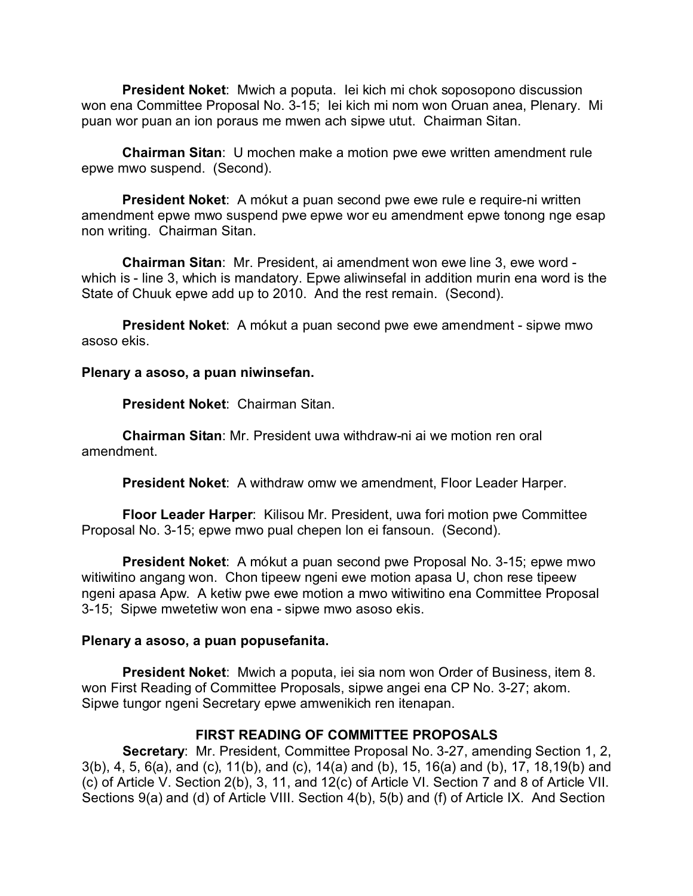**President Noket**: Mwich a poputa. Iei kich mi chok soposopono discussion won ena Committee Proposal No. 3-15; Iei kich mi nom won Oruan anea, Plenary. Mi puan wor puan an ion poraus me mwen ach sipwe utut. Chairman Sitan.

**Chairman Sitan**: U mochen make a motion pwe ewe written amendment rule epwe mwo suspend. (Second).

**President Noket**: A mókut a puan second pwe ewe rule e require-ni written amendment epwe mwo suspend pwe epwe wor eu amendment epwe tonong nge esap non writing. Chairman Sitan.

**Chairman Sitan**: Mr. President, ai amendment won ewe line 3, ewe word - which is - line 3, which is mandatory. Epwe aliwinsefal in addition murin ena word is the State of Chuuk epwe add up to 2010. And the rest remain. (Second).

**President Noket**: A mókut a puan second pwe ewe amendment - sipwe mwo asoso ekis.

**Plenary a asoso, a puan niwinsefan.**

**President Noket**: Chairman Sitan.

**Chairman Sitan**: Mr. President uwa withdraw-ni ai we motion ren oral amendment.

**President Noket**: A withdraw omw we amendment, Floor Leader Harper.

**Floor Leader Harper**: Kilisou Mr. President, uwa fori motion pwe Committee Proposal No. 3-15; epwe mwo pual chepen lon ei fansoun. (Second).

**President Noket**: A mókut a puan second pwe Proposal No. 3-15; epwe mwo witiwitino angang won. Chon tipeew ngeni ewe motion apasa U, chon rese tipeew ngeni apasa Apw. A ketiw pwe ewe motion a mwo witiwitino ena Committee Proposal 3-15; Sipwe mwetetiw won ena - sipwe mwo asoso ekis.

**Plenary a asoso, a puan popusefanita.**

**President Noket**: Mwich a poputa, iei sia nom won Order of Business, item 8. won First Reading of Committee Proposals, sipwe angei ena CP No. 3-27; akom. Sipwe tungor ngeni Secretary epwe amwenikich ren itenapan.

## FIRST READING OF COMMITTEE PROPOSALS

**Secretary**: Mr. President, Committee Proposal No. 3-27, amending Section 1, 2, 3(b), 4, 5, 6(a), and (c), 11(b), and (c), 14(a) and (b), 15, 16(a) and (b), 17, 18,19(b) and (c) of Article V. Section 2(b), 3, 11, and 12(c) of Article VI. Section 7 and 8 of Article VII. Sections 9(a) and (d) of Article VIII. Section 4(b), 5(b) and (f) of Article IX. And Section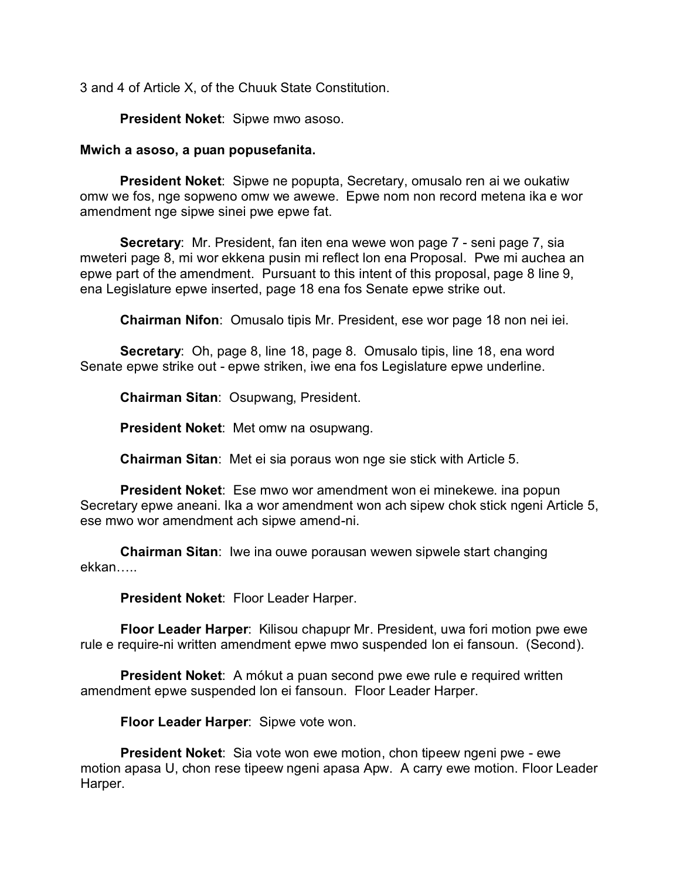3 and 4 of Article X, of the Chuuk State Constitution.

**President Noket**: Sipwe mwo asoso.

**Mwich a asoso, a puan popusefanita.**

**President Noket**: Sipwe ne popupta, Secretary, omusalo ren ai we oukatiw omw we fos, nge sopweno omw we awewe. Epwe nom non record metena ika e wor amendment nge sipwe sinei pwe epwe fat.

**Secretary**: Mr. President, fan iten ena wewe won page 7 - seni page 7, sia mweteri page 8, mi wor ekkena pusin mi reflect lon ena Proposal. Pwe mi auchea an epwe part of the amendment. Pursuant to this intent of this proposal, page 8 line 9, ena Legislature epwe inserted, page 18 ena fos Senate epwe strike out.

**Chairman Nifon**: Omusalo tipis Mr. President, ese wor page 18 non nei iei.

**Secretary**: Oh, page 8, line 18, page 8. Omusalo tipis, line 18, ena word Senate epwe strike out - epwe striken, iwe ena fos Legislature epwe underline.

**Chairman Sitan**: Osupwang, President.

**President Noket**: Met omw na osupwang.

**Chairman Sitan**: Met ei sia poraus won nge sie stick with Article 5.

**President Noket**: Ese mwo wor amendment won ei minekewe. ina popun Secretary epwe aneani. Ika a wor amendment won ach sipew chok stick ngeni Article 5, ese mwo wor amendment ach sipwe amend-ni.

**Chairman Sitan**: Iwe ina ouwe porausan wewen sipwele start changing ekkan…..

**President Noket**: Floor Leader Harper.

**Floor Leader Harper**: Kilisou chapupr Mr. President, uwa fori motion pwe ewe rule e require-ni written amendment epwe mwo suspended lon ei fansoun. (Second).

**President Noket**: A mókut a puan second pwe ewe rule e required written amendment epwe suspended lon ei fansoun. Floor Leader Harper.

**Floor Leader Harper**: Sipwe vote won.

**President Noket**: Sia vote won ewe motion, chon tipeew ngeni pwe - ewe motion apasa U, chon rese tipeew ngeni apasa Apw. A carry ewe motion. Floor Leader Harper.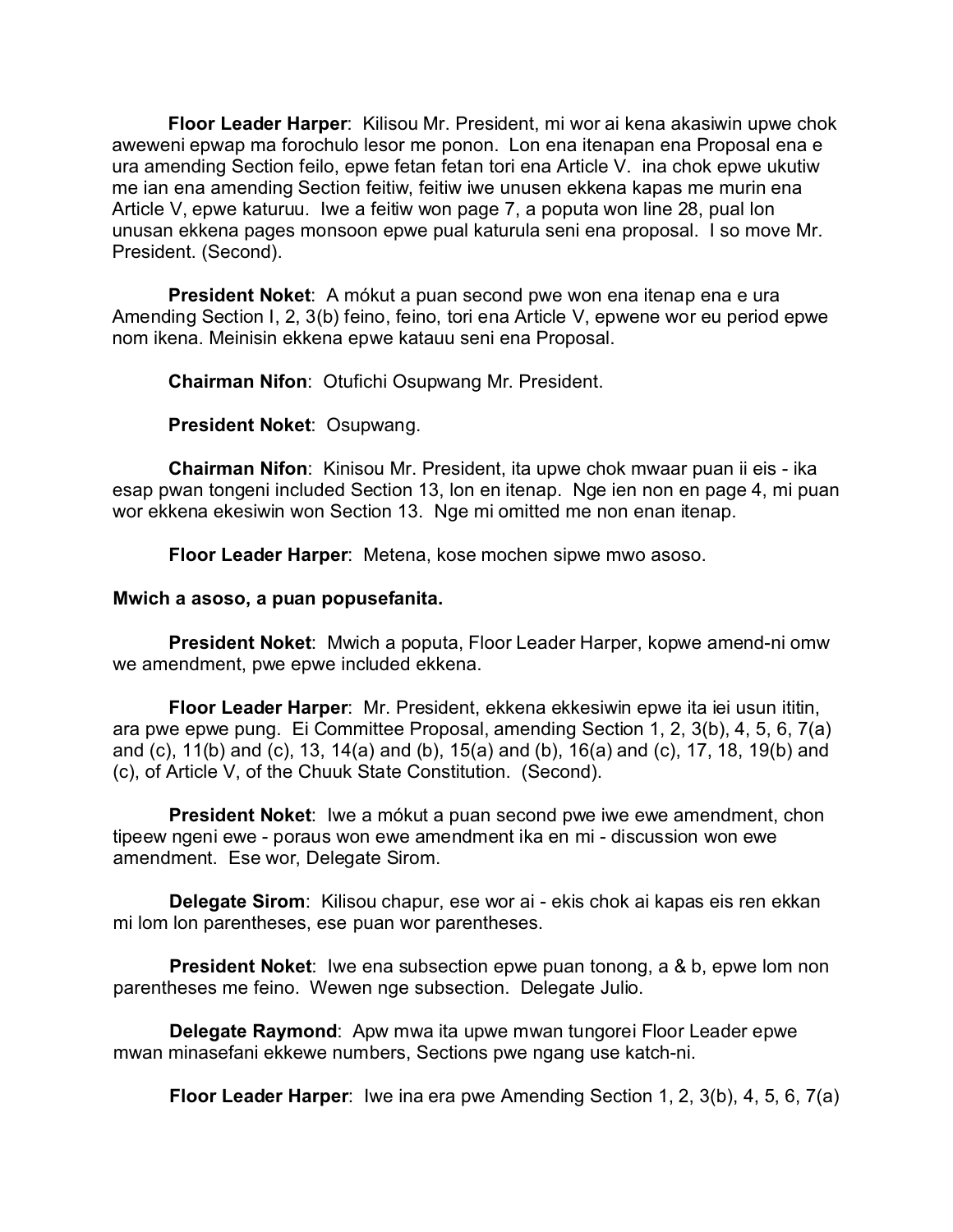**Floor Leader Harper**: Kilisou Mr. President, mi wor ai kena akasiwin upwe chok aweweni epwap ma forochulo lesor me ponon. Lon ena itenapan ena Proposal ena e ura amending Section feilo, epwe fetan fetan tori ena Article V. ina chok epwe ukutiw me ian ena amending Section feitiw, feitiw iwe unusen ekkena kapas me murin ena Article V, epwe katuruu. Iwe a feitiw won page 7, a poputa won line 28, pual lon unusan ekkena pages monsoon epwe pual katurula seni ena proposal. I so move Mr. President. (Second).

**President Noket**: A mókut a puan second pwe won ena itenap ena e ura Amending Section I, 2, 3(b) feino, feino, tori ena Article V, epwene wor eu period epwe nom ikena. Meinisin ekkena epwe katauu seni ena Proposal.

**Chairman Nifon**: Otufichi Osupwang Mr. President.

**President Noket**: Osupwang.

**Chairman Nifon**: Kinisou Mr. President, ita upwe chok mwaar puan ii eis - ika esap pwan tongeni included Section 13, lon en itenap. Nge ien non en page 4, mi puan wor ekkena ekesiwin won Section 13. Nge mi omitted me non enan itenap.

**Floor Leader Harper**: Metena, kose mochen sipwe mwo asoso.

**Mwich a asoso, a puan popusefanita.**

**President Noket**: Mwich a poputa, Floor Leader Harper, kopwe amend-ni omw we amendment, pwe epwe included ekkena.

**Floor Leader Harper**: Mr. President, ekkena ekkesiwin epwe ita iei usun ititin, ara pwe epwe pung. Ei Committee Proposal, amending Section 1, 2, 3(b), 4, 5, 6, 7(a) and (c), 11(b) and (c), 13, 14(a) and (b), 15(a) and (b), 16(a) and (c), 17, 18, 19(b) and (c), of Article V, of the Chuuk State Constitution. (Second).

**President Noket**: Iwe a mókut a puan second pwe iwe ewe amendment, chon tipeew ngeni ewe - poraus won ewe amendment ika en mi - discussion won ewe amendment. Ese wor, Delegate Sirom.

**Delegate Sirom**: Kilisou chapur, ese wor ai - ekis chok ai kapas eis ren ekkan mi lom lon parentheses, ese puan wor parentheses.

**President Noket**: Iwe ena subsection epwe puan tonong, a & b, epwe lom non parentheses me feino. Wewen nge subsection. Delegate Julio.

**Delegate Raymond**: Apw mwa ita upwe mwan tungorei Floor Leader epwe mwan minasefani ekkewe numbers, Sections pwe ngang use katch-ni.

**Floor Leader Harper**: Iwe ina era pwe Amending Section 1, 2, 3(b), 4, 5, 6, 7(a)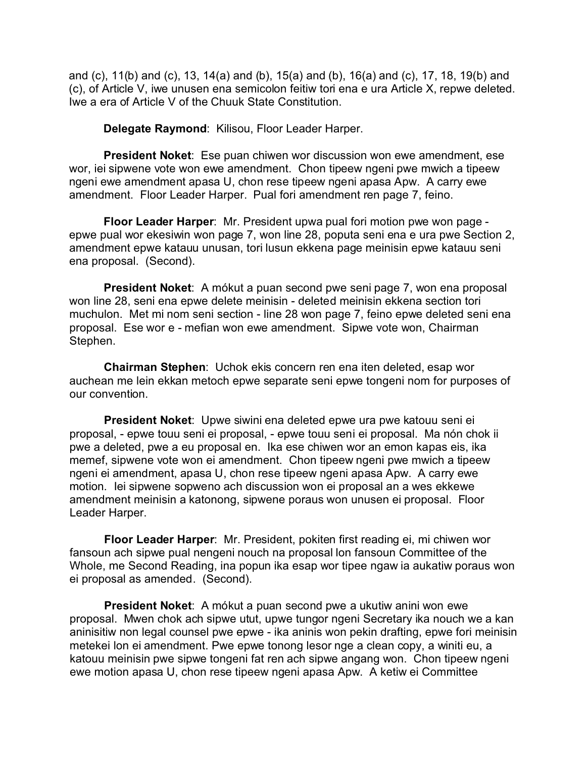and (c), 11(b) and (c), 13, 14(a) and (b), 15(a) and (b), 16(a) and (c), 17, 18, 19(b) and (c), of Article V, iwe unusen ena semicolon feitiw tori ena e ura Article X, repwe deleted. Iwe a era of Article V of the Chuuk State Constitution.

**Delegate Raymond**: Kilisou, Floor Leader Harper.

**President Noket**: Ese puan chiwen wor discussion won ewe amendment, ese wor, iei sipwene vote won ewe amendment. Chon tipeew ngeni pwe mwich a tipeew ngeni ewe amendment apasa U, chon rese tipeew ngeni apasa Apw. A carry ewe amendment. Floor Leader Harper. Pual fori amendment ren page 7, feino.

**Floor Leader Harper**: Mr. President upwa pual fori motion pwe won page - epwe pual wor ekesiwin won page 7, won line 28, poputa seni ena e ura pwe Section 2, amendment epwe katauu unusan, tori lusun ekkena page meinisin epwe katauu seni ena proposal. (Second).

**President Noket**: A mókut a puan second pwe seni page 7, won ena proposal won line 28, seni ena epwe delete meinisin - deleted meinisin ekkena section tori muchulon. Met mi nom seni section - line 28 won page 7, feino epwe deleted seni ena proposal. Ese wor e - mefian won ewe amendment. Sipwe vote won, Chairman Stephen.

**Chairman Stephen**: Uchok ekis concern ren ena iten deleted, esap wor auchean me lein ekkan metoch epwe separate seni epwe tongeni nom for purposes of our convention.

**President Noket**: Upwe siwini ena deleted epwe ura pwe katouu seni ei proposal, - epwe touu seni ei proposal, - epwe touu seni ei proposal. Ma nón chok ii pwe a deleted, pwe a eu proposal en. Ika ese chiwen wor an emon kapas eis, ika memef, sipwene vote won ei amendment. Chon tipeew ngeni pwe mwich a tipeew ngeni ei amendment, apasa U, chon rese tipeew ngeni apasa Apw. A carry ewe motion. Iei sipwene sopweno ach discussion won ei proposal an a wes ekkewe amendment meinisin a katonong, sipwene poraus won unusen ei proposal. Floor Leader Harper.

**Floor Leader Harper**: Mr. President, pokiten first reading ei, mi chiwen wor fansoun ach sipwe pual nengeni nouch na proposal lon fansoun Committee of the Whole, me Second Reading, ina popun ika esap wor tipee ngaw ia aukatiw poraus won ei proposal as amended. (Second).

**President Noket**: A mókut a puan second pwe a ukutiw anini won ewe proposal. Mwen chok ach sipwe utut, upwe tungor ngeni Secretary ika nouch we a kan aninisitiw non legal counsel pwe epwe - ika aninis won pekin drafting, epwe fori meinisin metekei lon ei amendment. Pwe epwe tonong lesor nge a clean copy, a winiti eu, a katouu meinisin pwe sipwe tongeni fat ren ach sipwe angang won. Chon tipeew ngeni ewe motion apasa U, chon rese tipeew ngeni apasa Apw. A ketiw ei Committee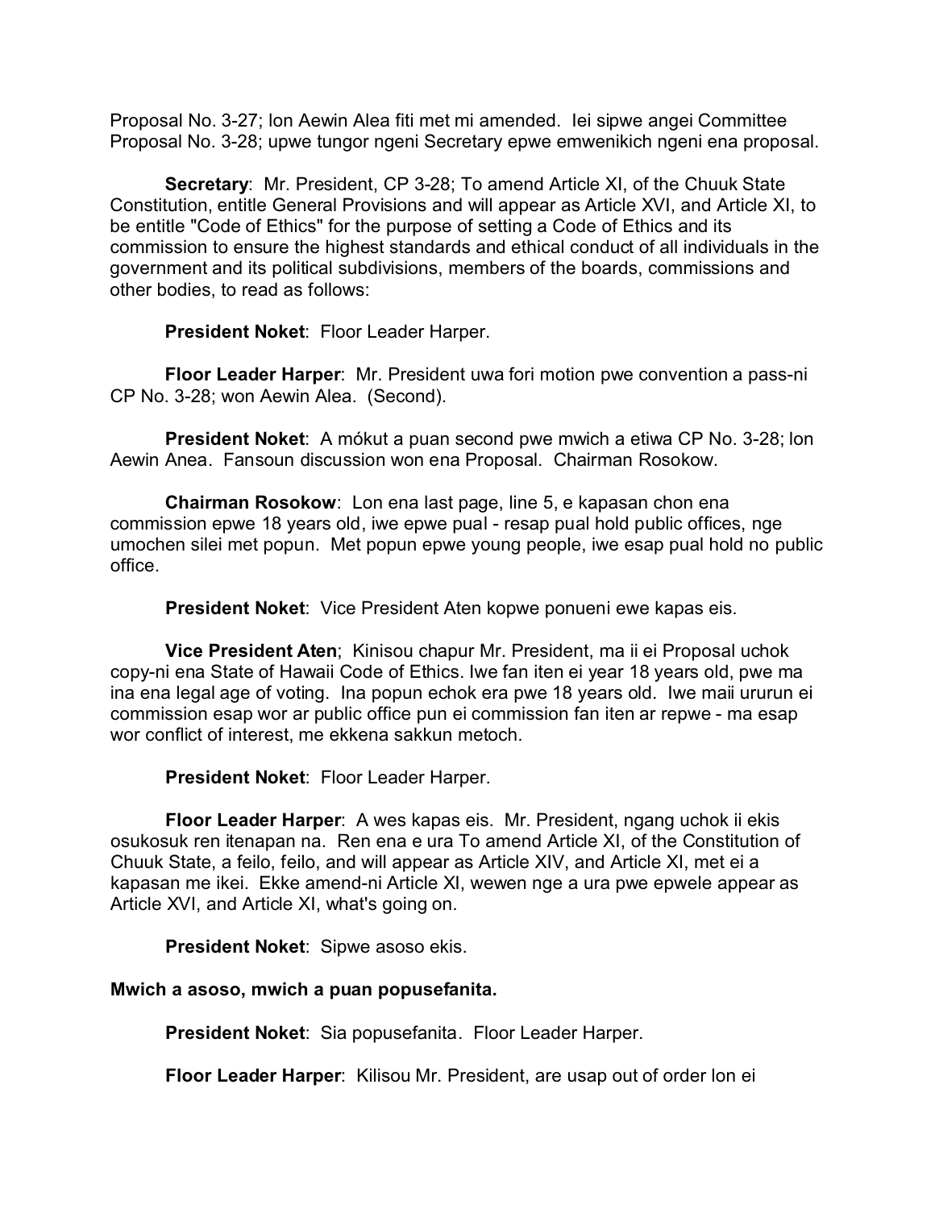Proposal No. 3-27; lon Aewin Alea fiti met mi amended. Iei sipwe angei Committee Proposal No. 3-28; upwe tungor ngeni Secretary epwe emwenikich ngeni ena proposal.

**Secretary**: Mr. President, CP 3-28; To amend Article XI, of the Chuuk State Constitution, entitle General Provisions and will appear as Article XVI, and Article XI, to be entitle "Code of Ethics" for the purpose of setting a Code of Ethics and its commission to ensure the highest standards and ethical conduct of all individuals in the government and its political subdivisions, members of the boards, commissions and other bodies, to read as follows:

**President Noket**: Floor Leader Harper.

**Floor Leader Harper**: Mr. President uwa fori motion pwe convention a pass-ni CP No. 3-28; won Aewin Alea. (Second).

**President Noket**: A mókut a puan second pwe mwich a etiwa CP No. 3-28; lon Aewin Anea. Fansoun discussion won ena Proposal. Chairman Rosokow.

**Chairman Rosokow**: Lon ena last page, line 5, e kapasan chon ena commission epwe 18 years old, iwe epwe pual - resap pual hold public offices, nge umochen silei met popun. Met popun epwe young people, iwe esap pual hold no public office.

**President Noket**: Vice President Aten kopwe ponueni ewe kapas eis.

**Vice President Aten**; Kinisou chapur Mr. President, ma ii ei Proposal uchok copy-ni ena State of Hawaii Code of Ethics. Iwe fan iten ei year 18 years old, pwe ma ina ena legal age of voting. Ina popun echok era pwe 18 years old. Iwe maii ururun ei commission esap wor ar public office pun ei commission fan iten ar repwe - ma esap wor conflict of interest, me ekkena sakkun metoch.

**President Noket**: Floor Leader Harper.

**Floor Leader Harper**: A wes kapas eis. Mr. President, ngang uchok ii ekis osukosuk ren itenapan na. Ren ena e ura To amend Article XI, of the Constitution of Chuuk State, a feilo, feilo, and will appear as Article XIV, and Article XI, met ei a kapasan me ikei. Ekke amend-ni Article XI, wewen nge a ura pwe epwele appear as Article XVI, and Article XI, what's going on.

**President Noket**: Sipwe asoso ekis.

**Mwich a asoso, mwich a puan popusefanita.**

**President Noket**: Sia popusefanita. Floor Leader Harper.

**Floor Leader Harper**: Kilisou Mr. President, are usap out of order lon ei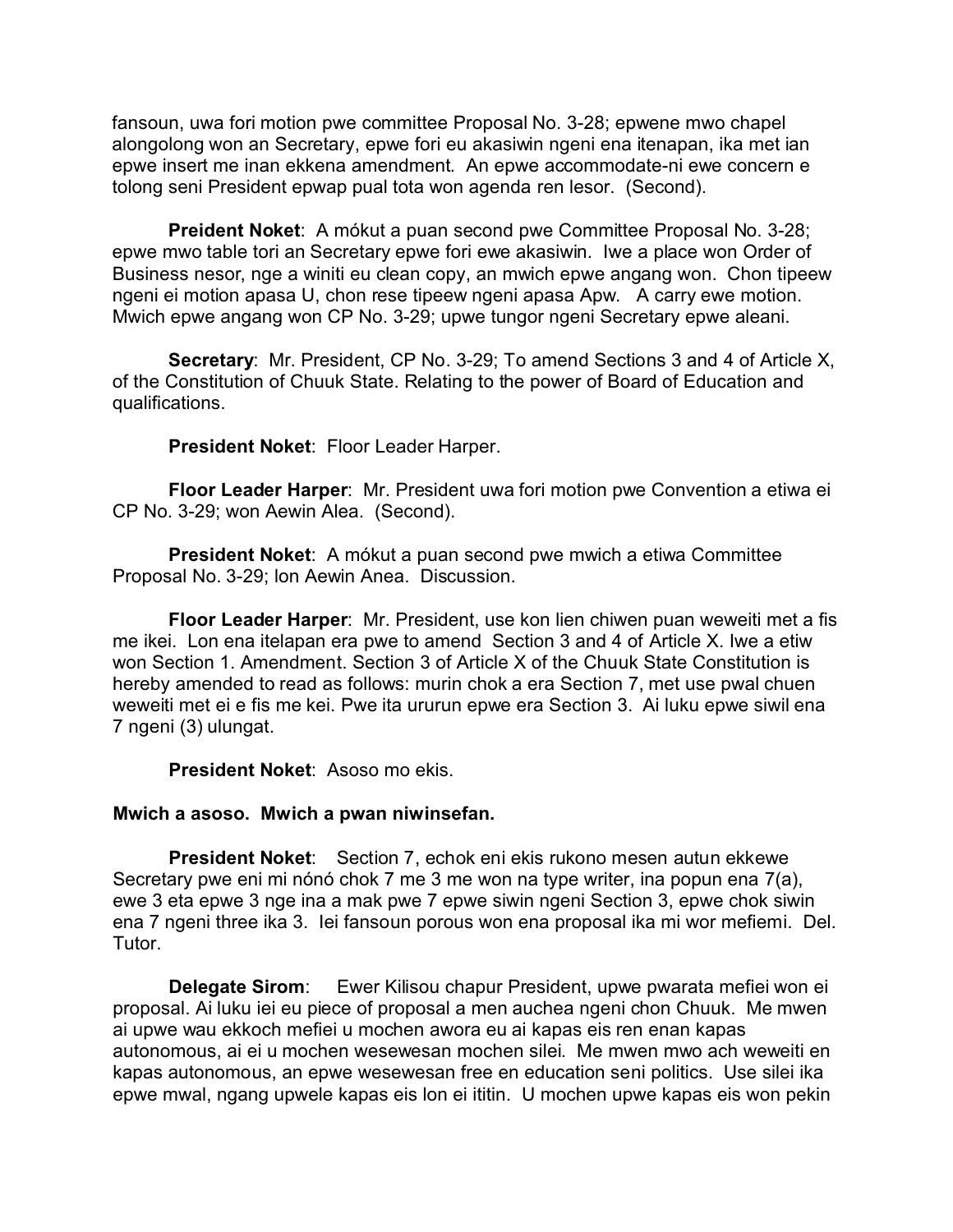fansoun, uwa fori motion pwe committee Proposal No. 3-28; epwene mwo chapel alongolong won an Secretary, epwe fori eu akasiwin ngeni ena itenapan, ika met ian epwe insert me inan ekkena amendment. An epwe accommodate-ni ewe concern e tolong seni President epwap pual tota won agenda ren lesor. (Second).

**Preident Noket**: A mókut a puan second pwe Committee Proposal No. 3-28; epwe mwo table tori an Secretary epwe fori ewe akasiwin. Iwe a place won Order of Business nesor, nge a winiti eu clean copy, an mwich epwe angang won. Chon tipeew ngeni ei motion apasa U, chon rese tipeew ngeni apasa Apw. A carry ewe motion. Mwich epwe angang won CP No. 3-29; upwe tungor ngeni Secretary epwe aleani.

**Secretary**: Mr. President, CP No. 3-29; To amend Sections 3 and 4 of Article X, of the Constitution of Chuuk State. Relating to the power of Board of Education and qualifications.

**President Noket**: Floor Leader Harper.

**Floor Leader Harper**: Mr. President uwa fori motion pwe Convention a etiwa ei CP No. 3-29; won Aewin Alea. (Second).

**President Noket**: A mókut a puan second pwe mwich a etiwa Committee Proposal No. 3-29; lon Aewin Anea. Discussion.

**Floor Leader Harper**: Mr. President, use kon lien chiwen puan weweiti met a fis me ikei. Lon ena itelapan era pwe to amend Section 3 and 4 of Article X. Iwe a etiw won Section 1. Amendment. Section 3 of Article X of the Chuuk State Constitution is hereby amended to read as follows: murin chok a era Section 7, met use pwal chuen weweiti met ei e fis me kei. Pwe ita ururun epwe era Section 3. Ai luku epwe siwil ena 7 ngeni (3) ulungat.

**President Noket**: Asoso mo ekis.

**Mwich a asoso. Mwich a pwan niwinsefan.**

**President Noket**: Section 7, echok eni ekis rukono mesen autun ekkewe Secretary pwe eni mi nónó chok 7 me 3 me won na type writer, ina popun ena 7(a), ewe 3 eta epwe 3 nge ina a mak pwe 7 epwe siwin ngeni Section 3, epwe chok siwin ena 7 ngeni three ika 3. Iei fansoun porous won ena proposal ika mi wor mefiemi. Del. Tutor.

**Delegate Sirom**: Ewer Kilisou chapur President, upwe pwarata mefiei won ei proposal. Ai luku iei eu piece of proposal a men auchea ngeni chon Chuuk. Me mwen ai upwe wau ekkoch mefiei u mochen awora eu ai kapas eis ren enan kapas autonomous, ai ei u mochen wesewesan mochen silei. Me mwen mwo ach weweiti en kapas autonomous, an epwe wesewesan free en education seni politics. Use silei ika epwe mwal, ngang upwele kapas eis lon ei ititin. U mochen upwe kapas eis won pekin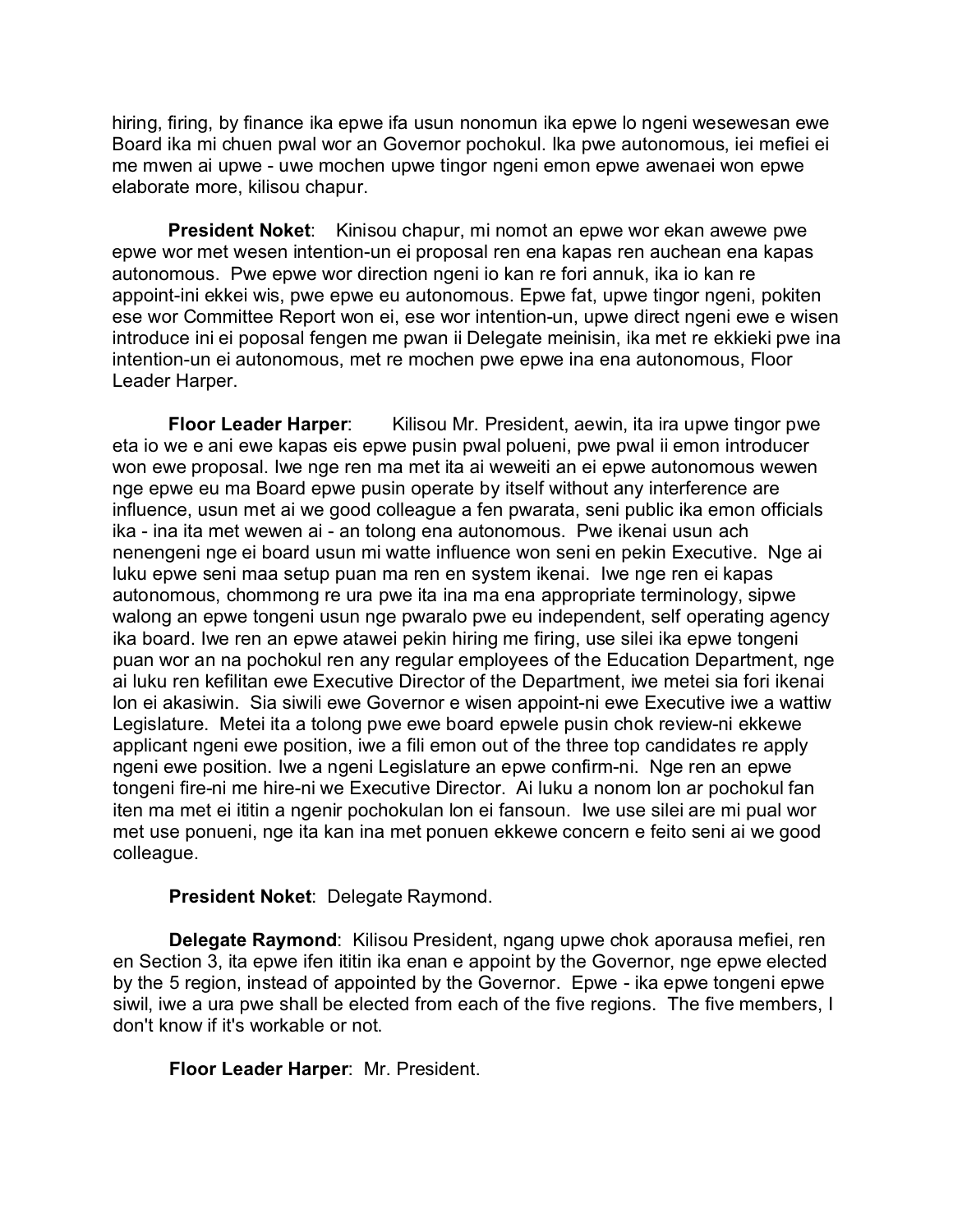hiring, firing, by finance ika epwe ifa usun nonomun ika epwe lo ngeni wesewesan ewe Board ika mi chuen pwal wor an Governor pochokul. Ika pwe autonomous, iei mefiei ei me mwen ai upwe - uwe mochen upwe tingor ngeni emon epwe awenaei won epwe elaborate more, kilisou chapur.

**President Noket**: Kinisou chapur, mi nomot an epwe wor ekan awewe pwe epwe wor met wesen intention-un ei proposal ren ena kapas ren auchean ena kapas autonomous. Pwe epwe wor direction ngeni io kan re fori annuk, ika io kan re appoint-ini ekkei wis, pwe epwe eu autonomous. Epwe fat, upwe tingor ngeni, pokiten ese wor Committee Report won ei, ese wor intention-un, upwe direct ngeni ewe e wisen introduce ini ei poposal fengen me pwan ii Delegate meinisin, ika met re ekkieki pwe ina intention-un ei autonomous, met re mochen pwe epwe ina ena autonomous, Floor Leader Harper.

**Floor Leader Harper**: Kilisou Mr. President, aewin, ita ira upwe tingor pwe eta io we e ani ewe kapas eis epwe pusin pwal polueni, pwe pwal ii emon introducer won ewe proposal. Iwe nge ren ma met ita ai weweiti an ei epwe autonomous wewen nge epwe eu ma Board epwe pusin operate by itself without any interference are influence, usun met ai we good colleague a fen pwarata, seni public ika emon officials ika - ina ita met wewen ai - an tolong ena autonomous. Pwe ikenai usun ach nenengeni nge ei board usun mi watte influence won seni en pekin Executive. Nge ai luku epwe seni maa setup puan ma ren en system ikenai. Iwe nge ren ei kapas autonomous, chommong re ura pwe ita ina ma ena appropriate terminology, sipwe walong an epwe tongeni usun nge pwaralo pwe eu independent, self operating agency ika board. Iwe ren an epwe atawei pekin hiring me firing, use silei ika epwe tongeni puan wor an na pochokul ren any regular employees of the Education Department, nge ai luku ren kefilitan ewe Executive Director of the Department, iwe metei sia fori ikenai lon ei akasiwin. Sia siwili ewe Governor e wisen appoint-ni ewe Executive iwe a wattiw Legislature. Metei ita a tolong pwe ewe board epwele pusin chok review-ni ekkewe applicant ngeni ewe position, iwe a fili emon out of the three top candidates re apply ngeni ewe position. Iwe a ngeni Legislature an epwe confirm-ni. Nge ren an epwe tongeni fire-ni me hire-ni we Executive Director. Ai luku a nonom lon ar pochokul fan iten ma met ei ititin a ngenir pochokulan lon ei fansoun. Iwe use silei are mi pual wor met use ponueni, nge ita kan ina met ponuen ekkewe concern e feito seni ai we good colleague.

**President Noket**: Delegate Raymond.

**Delegate Raymond**: Kilisou President, ngang upwe chok aporausa mefiei, ren en Section 3, ita epwe ifen ititin ika enan e appoint by the Governor, nge epwe elected by the 5 region, instead of appointed by the Governor. Epwe - ika epwe tongeni epwe siwil, iwe a ura pwe shall be elected from each of the five regions. The five members, I don't know if it's workable or not.

**Floor Leader Harper**: Mr. President.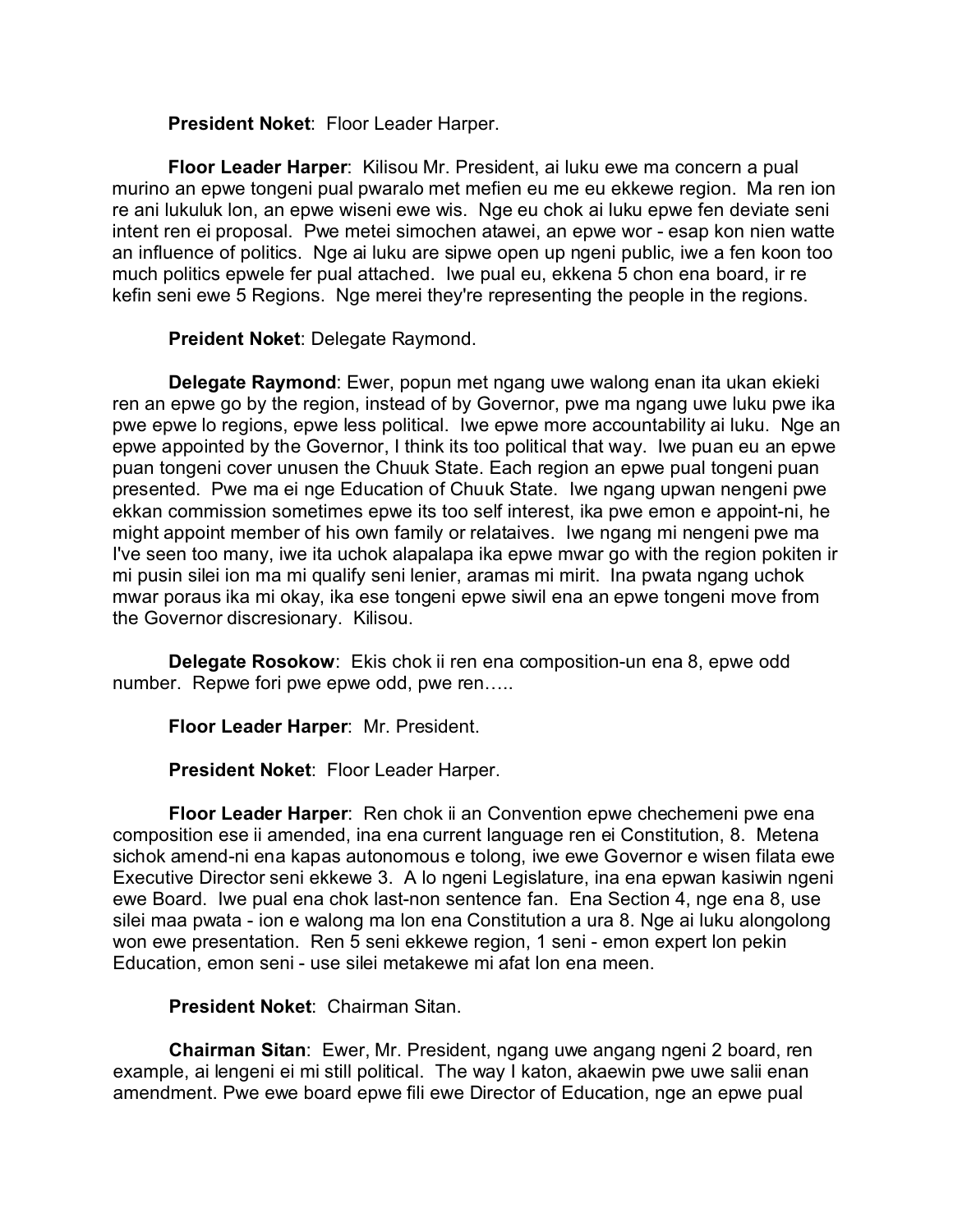**President Noket**: Floor Leader Harper.

**Floor Leader Harper**: Kilisou Mr. President, ai luku ewe ma concern a pual murino an epwe tongeni pual pwaralo met mefien eu me eu ekkewe region. Ma ren ion re ani lukuluk lon, an epwe wiseni ewe wis. Nge eu chok ai luku epwe fen deviate seni intent ren ei proposal. Pwe metei simochen atawei, an epwe wor - esap kon nien watte an influence of politics. Nge ai luku are sipwe open up ngeni public, iwe a fen koon too much politics epwele fer pual attached. Iwe pual eu, ekkena 5 chon ena board, ir re kefin seni ewe 5 Regions. Nge merei they're representing the people in the regions.

**Preident Noket**: Delegate Raymond.

**Delegate Raymond**: Ewer, popun met ngang uwe walong enan ita ukan ekieki ren an epwe go by the region, instead of by Governor, pwe ma ngang uwe luku pwe ika pwe epwe lo regions, epwe less political. Iwe epwe more accountability ai luku. Nge an epwe appointed by the Governor, I think its too political that way. Iwe puan eu an epwe puan tongeni cover unusen the Chuuk State. Each region an epwe pual tongeni puan presented. Pwe ma ei nge Education of Chuuk State. Iwe ngang upwan nengeni pwe ekkan commission sometimes epwe its too self interest, ika pwe emon e appoint-ni, he might appoint member of his own family or relataives. Iwe ngang mi nengeni pwe ma I've seen too many, iwe ita uchok alapalapa ika epwe mwar go with the region pokiten ir mi pusin silei ion ma mi qualify seni lenier, aramas mi mirit. Ina pwata ngang uchok mwar poraus ika mi okay, ika ese tongeni epwe siwil ena an epwe tongeni move from the Governor discresionary. Kilisou.

**Delegate Rosokow**: Ekis chok ii ren ena composition-un ena 8, epwe odd number. Repwe fori pwe epwe odd, pwe ren…..

**Floor Leader Harper**: Mr. President.

**President Noket**: Floor Leader Harper.

**Floor Leader Harper**: Ren chok ii an Convention epwe chechemeni pwe ena composition ese ii amended, ina ena current language ren ei Constitution, 8. Metena sichok amend-ni ena kapas autonomous e tolong, iwe ewe Governor e wisen filata ewe Executive Director seni ekkewe 3. A lo ngeni Legislature, ina ena epwan kasiwin ngeni ewe Board. Iwe pual ena chok last-non sentence fan. Ena Section 4, nge ena 8, use silei maa pwata - ion e walong ma lon ena Constitution a ura 8. Nge ai luku alongolong won ewe presentation. Ren 5 seni ekkewe region, 1 seni - emon expert lon pekin Education, emon seni - use silei metakewe mi afat lon ena meen.

**President Noket**: Chairman Sitan.

**Chairman Sitan**: Ewer, Mr. President, ngang uwe angang ngeni 2 board, ren example, ai lengeni ei mi still political. The way I katon, akaewin pwe uwe salii enan amendment. Pwe ewe board epwe fili ewe Director of Education, nge an epwe pual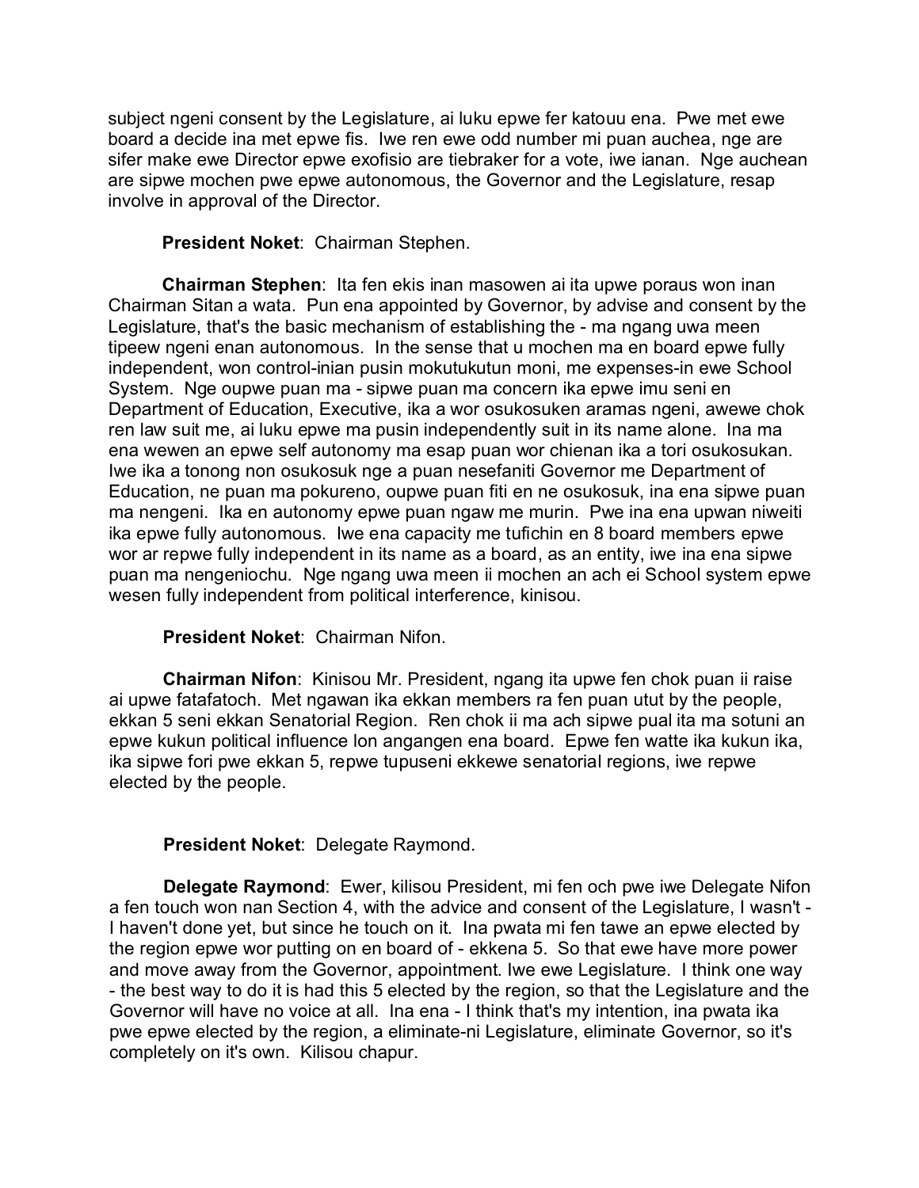subject ngeni consent by the Legislature, ai luku epwe fer katouu ena. Pwe met ewe board a decide ina met epwe fis. Iwe ren ewe odd number mi puan auchea, nge are sifer make ewe Director epwe exofisio are tiebraker for a vote, iwe ianan. Nge auchean are sipwe mochen pwe epwe autonomous, the Governor and the Legislature, resap involve in approval of the Director.

**President Noket**: Chairman Stephen.

**Chairman Stephen**: Ita fen ekis inan masowen ai ita upwe poraus won inan Chairman Sitan a wata. Pun ena appointed by Governor, by advise and consent by the Legislature, that's the basic mechanism of establishing the - ma ngang uwa meen tipeew ngeni enan autonomous. In the sense that u mochen ma en board epwe fully independent, won control-inian pusin mokutukutun moni, me expenses-in ewe School System. Nge oupwe puan ma - sipwe puan ma concern ika epwe imu seni en Department of Education, Executive, ika a wor osukosuken aramas ngeni, awewe chok ren law suit me, ai luku epwe ma pusin independently suit in its name alone. Ina ma ena wewen an epwe self autonomy ma esap puan wor chienan ika a tori osukosukan. Iwe ika a tonong non osukosuk nge a puan nesefaniti Governor me Department of Education, ne puan ma pokureno, oupwe puan fiti en ne osukosuk, ina ena sipwe puan ma nengeni. Ika en autonomy epwe puan ngaw me murin. Pwe ina ena upwan niweiti ika epwe fully autonomous. Iwe ena capacity me tufichin en 8 board members epwe wor ar repwe fully independent in its name as a board, as an entity, iwe ina ena sipwe puan ma nengeniochu. Nge ngang uwa meen ii mochen an ach ei School system epwe wesen fully independent from political interference, kinisou.

**President Noket**: Chairman Nifon.

**Chairman Nifon**: Kinisou Mr. President, ngang ita upwe fen chok puan ii raise ai upwe fatafatoch. Met ngawan ika ekkan members ra fen puan utut by the people, ekkan 5 seni ekkan Senatorial Region. Ren chok ii ma ach sipwe pual ita ma sotuni an epwe kukun political influence lon angangen ena board. Epwe fen watte ika kukun ika, ika sipwe fori pwe ekkan 5, repwe tupuseni ekkewe senatorial regions, iwe repwe elected by the people.

**President Noket**: Delegate Raymond.

**Delegate Raymond**: Ewer, kilisou President, mi fen och pwe iwe Delegate Nifon a fen touch won nan Section 4, with the advice and consent of the Legislature, I wasn't - I haven't done yet, but since he touch on it. Ina pwata mi fen tawe an epwe elected by the region epwe wor putting on en board of - ekkena 5. So that ewe have more power and move away from the Governor, appointment. Iwe ewe Legislature. I think one way - the best way to do it is had this 5 elected by the region, so that the Legislature and the Governor will have no voice at all. Ina ena - I think that's my intention, ina pwata ika pwe epwe elected by the region, a eliminate-ni Legislature, eliminate Governor, so it's completely on it's own. Kilisou chapur.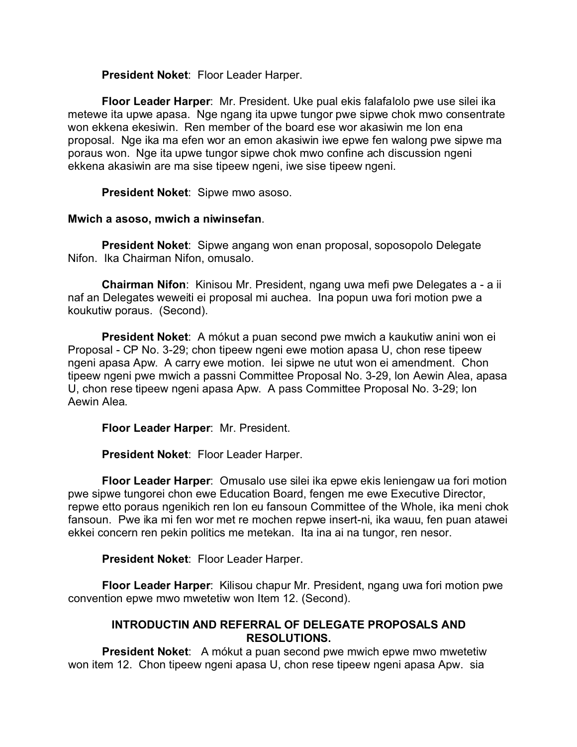**President Noket**: Floor Leader Harper.

**Floor Leader Harper**: Mr. President. Uke pual ekis falafalolo pwe use silei ika metewe ita upwe apasa. Nge ngang ita upwe tungor pwe sipwe chok mwo consentrate won ekkena ekesiwin. Ren member of the board ese wor akasiwin me lon ena proposal. Nge ika ma efen wor an emon akasiwin iwe epwe fen walong pwe sipwe ma poraus won. Nge ita upwe tungor sipwe chok mwo confine ach discussion ngeni ekkena akasiwin are ma sise tipeew ngeni, iwe sise tipeew ngeni.

**President Noket**: Sipwe mwo asoso.

**Mwich a asoso, mwich a niwinsefan**.

**President Noket**: Sipwe angang won enan proposal, soposopolo Delegate Nifon. Ika Chairman Nifon, omusalo.

**Chairman Nifon**: Kinisou Mr. President, ngang uwa mefi pwe Delegates a - a ii naf an Delegates weweiti ei proposal mi auchea. Ina popun uwa fori motion pwe a koukutiw poraus. (Second).

**President Noket**: A mókut a puan second pwe mwich a kaukutiw anini won ei Proposal - CP No. 3-29; chon tipeew ngeni ewe motion apasa U, chon rese tipeew ngeni apasa Apw. A carry ewe motion. Iei sipwe ne utut won ei amendment. Chon tipeew ngeni pwe mwich a passni Committee Proposal No. 3-29, lon Aewin Alea, apasa U, chon rese tipeew ngeni apasa Apw. A pass Committee Proposal No. 3-29; lon Aewin Alea.

**Floor Leader Harper**: Mr. President.

**President Noket**: Floor Leader Harper.

**Floor Leader Harper**: Omusalo use silei ika epwe ekis leniengaw ua fori motion pwe sipwe tungorei chon ewe Education Board, fengen me ewe Executive Director, repwe etto poraus ngenikich ren lon eu fansoun Committee of the Whole, ika meni chok fansoun. Pwe ika mi fen wor met re mochen repwe insert-ni, ika wauu, fen puan atawei ekkei concern ren pekin politics me metekan. Ita ina ai na tungor, ren nesor.

**President Noket**: Floor Leader Harper.

**Floor Leader Harper**: Kilisou chapur Mr. President, ngang uwa fori motion pwe convention epwe mwo mwetetiw won Item 12. (Second).

## INTRODUCTIN AND REFERRAL OF DELEGATE PROPOSALS AND RESOLUTIONS.

**President Noket**: A mókut a puan second pwe mwich epwe mwo mwetetiw won item 12. Chon tipeew ngeni apasa U, chon rese tipeew ngeni apasa Apw. sia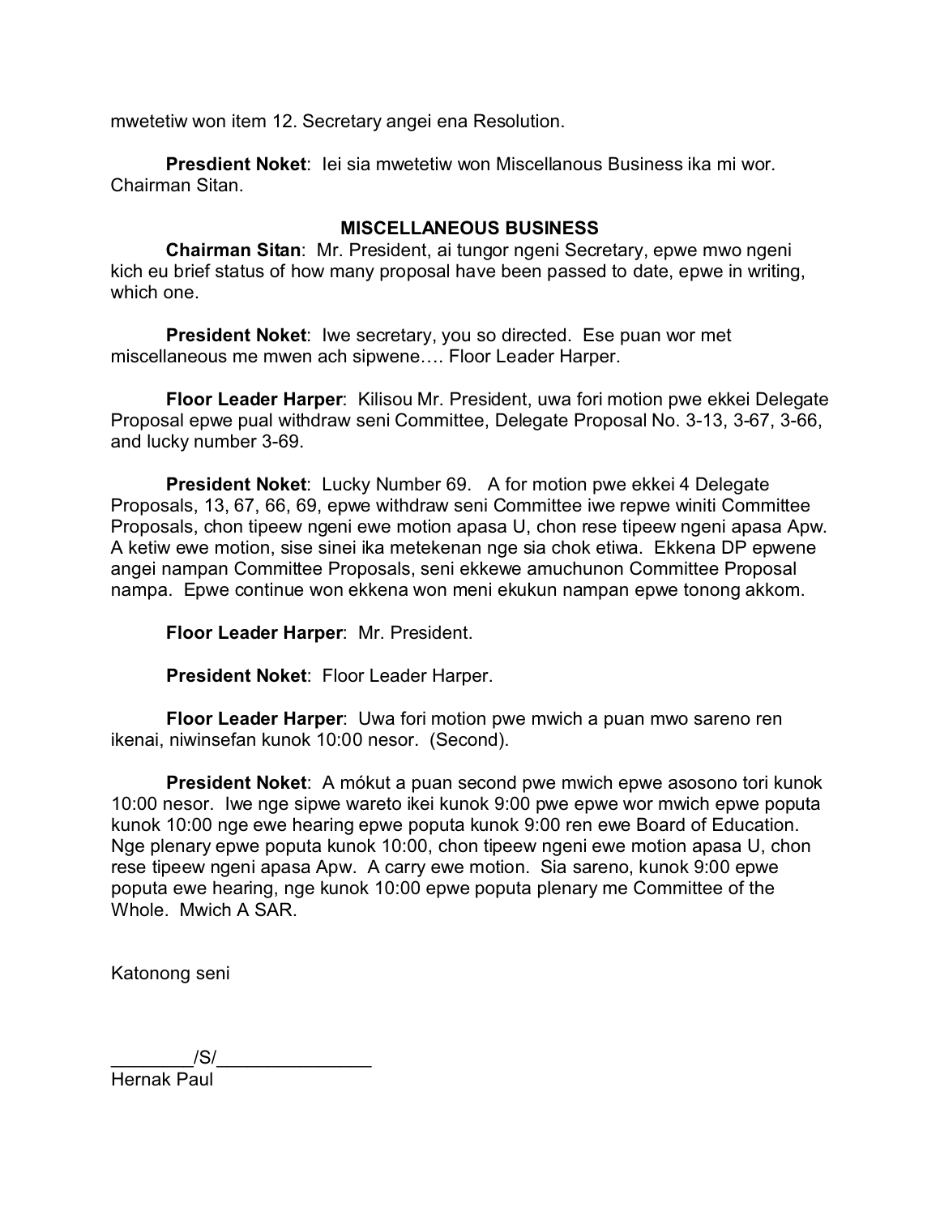mwetetiw won item 12. Secretary angei ena Resolution.

**Presdient Noket**: Iei sia mwetetiw won Miscellanous Business ika mi wor. Chairman Sitan.

## MISCELLANEOUS BUSINESS

**Chairman Sitan**: Mr. President, ai tungor ngeni Secretary, epwe mwo ngeni kich eu brief status of how many proposal have been passed to date, epwe in writing, which one.

**President Noket**: Iwe secretary, you so directed. Ese puan wor met miscellaneous me mwen ach sipwene…. Floor Leader Harper.

**Floor Leader Harper**: Kilisou Mr. President, uwa fori motion pwe ekkei Delegate Proposal epwe pual withdraw seni Committee, Delegate Proposal No. 3-13, 3-67, 3-66, and lucky number 3-69.

**President Noket**: Lucky Number 69. A for motion pwe ekkei 4 Delegate Proposals, 13, 67, 66, 69, epwe withdraw seni Committee iwe repwe winiti Committee Proposals, chon tipeew ngeni ewe motion apasa U, chon rese tipeew ngeni apasa Apw. A ketiw ewe motion, sise sinei ika metekenan nge sia chok etiwa. Ekkena DP epwene angei nampan Committee Proposals, seni ekkewe amuchunon Committee Proposal nampa. Epwe continue won ekkena won meni ekukun nampan epwe tonong akkom.

**Floor Leader Harper**: Mr. President.

**President Noket**: Floor Leader Harper.

**Floor Leader Harper**: Uwa fori motion pwe mwich a puan mwo sareno ren ikenai, niwinsefan kunok 10:00 nesor. (Second).

**President Noket**: A mókut a puan second pwe mwich epwe asosono tori kunok 10:00 nesor. Iwe nge sipwe wareto ikei kunok 9:00 pwe epwe wor mwich epwe poputa kunok 10:00 nge ewe hearing epwe poputa kunok 9:00 ren ewe Board of Education. Nge plenary epwe poputa kunok 10:00, chon tipeew ngeni ewe motion apasa U, chon rese tipeew ngeni apasa Apw. A carry ewe motion. Sia sareno, kunok 9:00 epwe poputa ewe hearing, nge kunok 10:00 epwe poputa plenary me Committee of the Whole. Mwich A SAR.

Katonong seni

________/S/_______________
Hernak Paul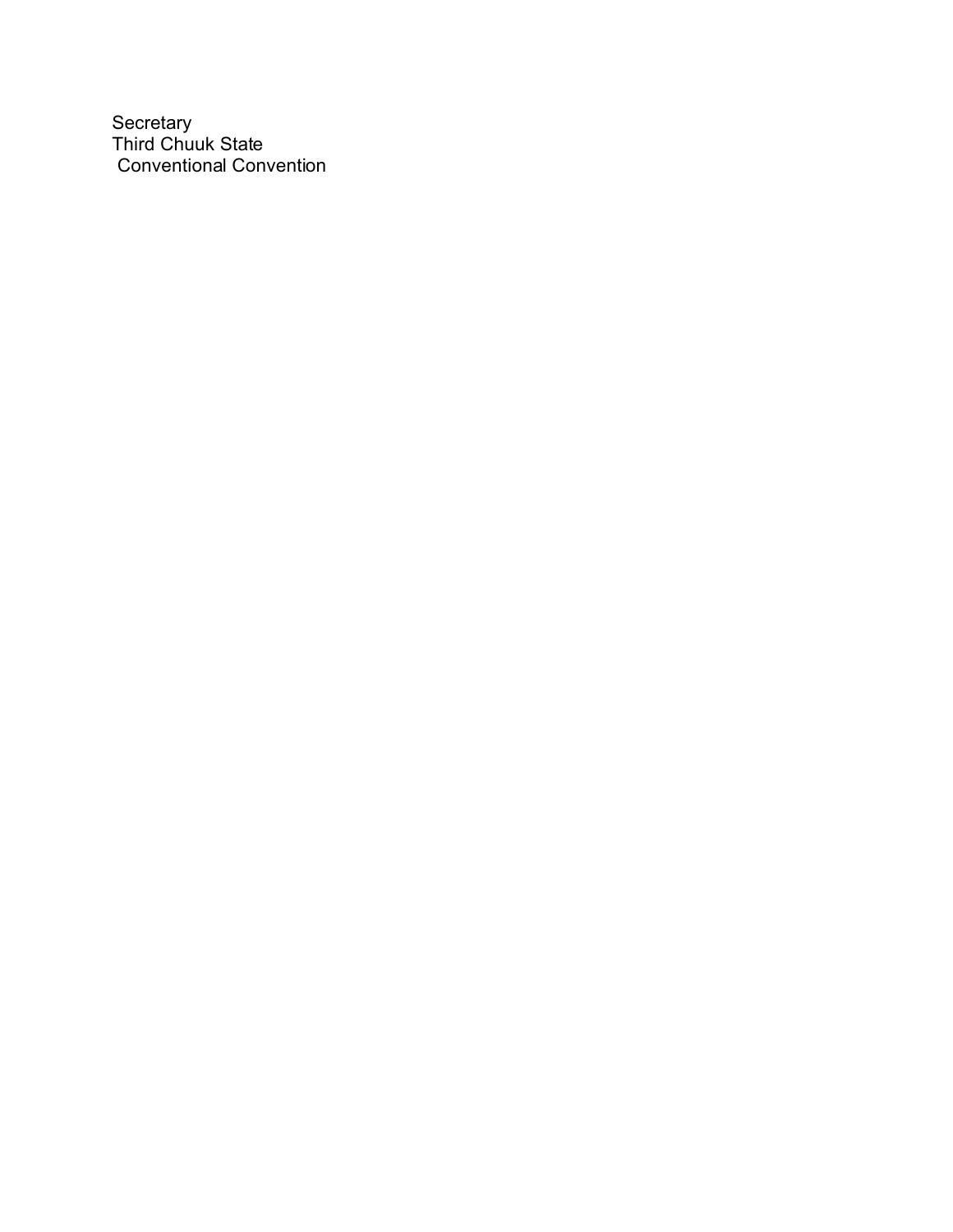Secretary
Third Chuuk State
Conventional Convention